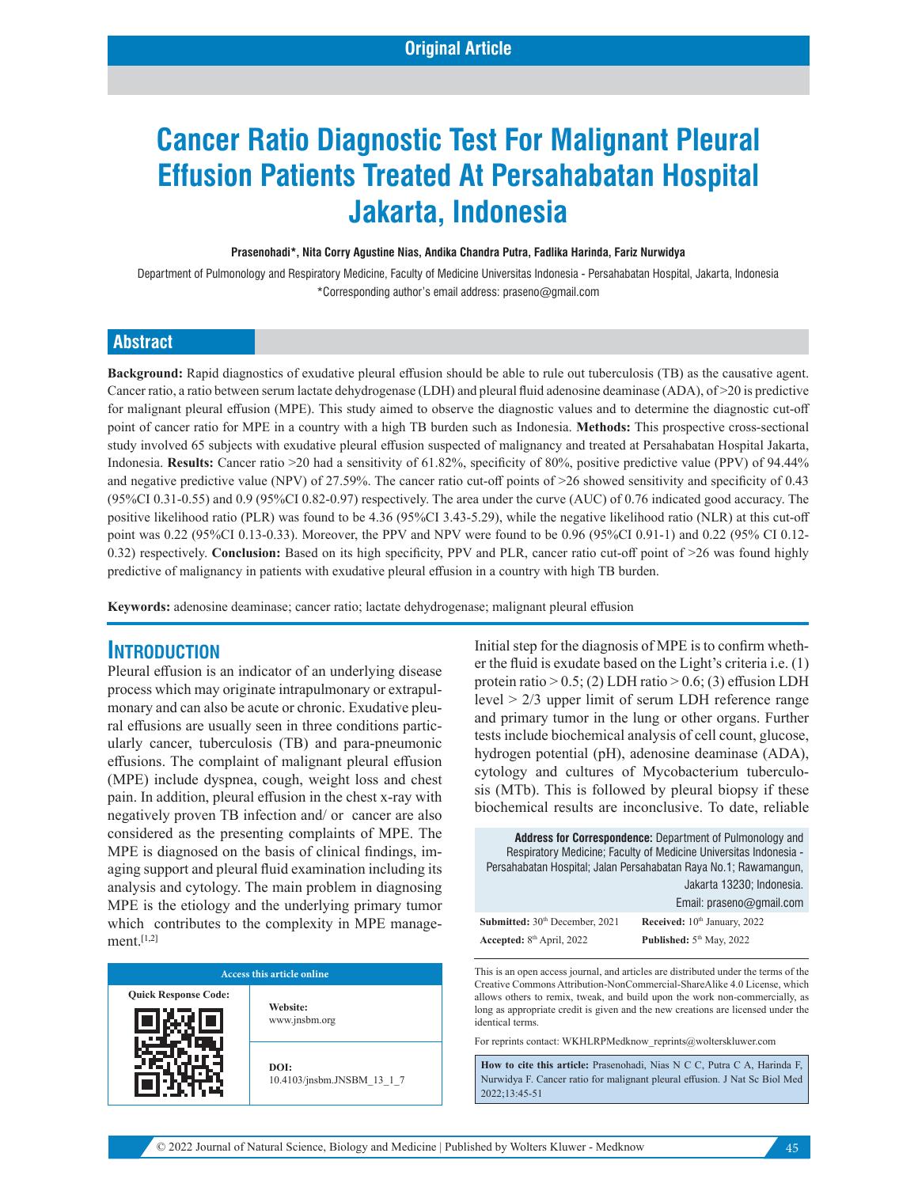Original Article

# Cancer Ratio Diagnostic Test For Malignant Pleural Effusion Patients Treated At Persahabatan Hospital Jakarta, Indonesia

**Prasenohadi*, Nita Corry Agustine Nias, Andika Chandra Putra, Fadlika Harinda, Fariz Nurwidya**

Department of Pulmonology and Respiratory Medicine, Faculty of Medicine Universitas Indonesia - Persahabatan Hospital, Jakarta, Indonesia
*Corresponding author's email address: praseno@gmail.com

## Abstract

**Background:** Rapid diagnostics of exudative pleural effusion should be able to rule out tuberculosis (TB) as the causative agent. Cancer ratio, a ratio between serum lactate dehydrogenase (LDH) and pleural fluid adenosine deaminase (ADA), of >20 is predictive for malignant pleural effusion (MPE). This study aimed to observe the diagnostic values and to determine the diagnostic cut-off point of cancer ratio for MPE in a country with a high TB burden such as Indonesia. **Methods:** This prospective cross-sectional study involved 65 subjects with exudative pleural effusion suspected of malignancy and treated at Persahabatan Hospital Jakarta, Indonesia. **Results:** Cancer ratio >20 had a sensitivity of 61.82%, specificity of 80%, positive predictive value (PPV) of 94.44% and negative predictive value (NPV) of 27.59%. The cancer ratio cut-off points of >26 showed sensitivity and specificity of 0.43 (95%CI 0.31-0.55) and 0.9 (95%CI 0.82-0.97) respectively. The area under the curve (AUC) of 0.76 indicated good accuracy. The positive likelihood ratio (PLR) was found to be 4.36 (95%CI 3.43-5.29), while the negative likelihood ratio (NLR) at this cut-off point was 0.22 (95%CI 0.13-0.33). Moreover, the PPV and NPV were found to be 0.96 (95%CI 0.91-1) and 0.22 (95% CI 0.12-0.32) respectively. **Conclusion:** Based on its high specificity, PPV and PLR, cancer ratio cut-off point of >26 was found highly predictive of malignancy in patients with exudative pleural effusion in a country with high TB burden.

**Keywords:** adenosine deaminase; cancer ratio; lactate dehydrogenase; malignant pleural effusion

## Introduction

Pleural effusion is an indicator of an underlying disease process which may originate intrapulmonary or extrapulmonary and can also be acute or chronic. Exudative pleural effusions are usually seen in three conditions particularly cancer, tuberculosis (TB) and para-pneumonic effusions. The complaint of malignant pleural effusion (MPE) include dyspnea, cough, weight loss and chest pain. In addition, pleural effusion in the chest x-ray with negatively proven TB infection and/ or cancer are also considered as the presenting complaints of MPE. The MPE is diagnosed on the basis of clinical findings, imaging support and pleural fluid examination including its analysis and cytology. The main problem in diagnosing MPE is the etiology and the underlying primary tumor which contributes to the complexity in MPE management.[1,2]

Initial step for the diagnosis of MPE is to confirm whether the fluid is exudate based on the Light's criteria i.e. (1) protein ratio > 0.5; (2) LDH ratio > 0.6; (3) effusion LDH level > 2/3 upper limit of serum LDH reference range and primary tumor in the lung or other organs. Further tests include biochemical analysis of cell count, glucose, hydrogen potential (pH), adenosine deaminase (ADA), cytology and cultures of Mycobacterium tuberculosis (MTb). This is followed by pleural biopsy if these biochemical results are inconclusive. To date, reliable

**Address for Correspondence:** Department of Pulmonology and Respiratory Medicine; Faculty of Medicine Universitas Indonesia - Persahabatan Hospital; Jalan Persahabatan Raya No.1; Rawamangun, Jakarta 13230; Indonesia.
Email: praseno@gmail.com

**Submitted:** 30th December, 2021 **Received:** 10th January, 2022
**Accepted:** 8th April, 2022 **Published:** 5th May, 2022

| Access this article online | |
|---|---|
| Quick Response Code: | **Website:** www.jnsbm.org |
| | **DOI:** 10.4103/jnsbm.JNSBM_13_1_7 |

This is an open access journal, and articles are distributed under the terms of the Creative Commons Attribution-NonCommercial-ShareAlike 4.0 License, which allows others to remix, tweak, and build upon the work non-commercially, as long as appropriate credit is given and the new creations are licensed under the identical terms.

For reprints contact: WKHLRPMedknow_reprints@wolterskluwer.com

**How to cite this article:** Prasenohadi, Nias N C C, Putra C A, Harinda F, Nurwidya F. Cancer ratio for malignant pleural effusion. J Nat Sc Biol Med 2022;13:45-51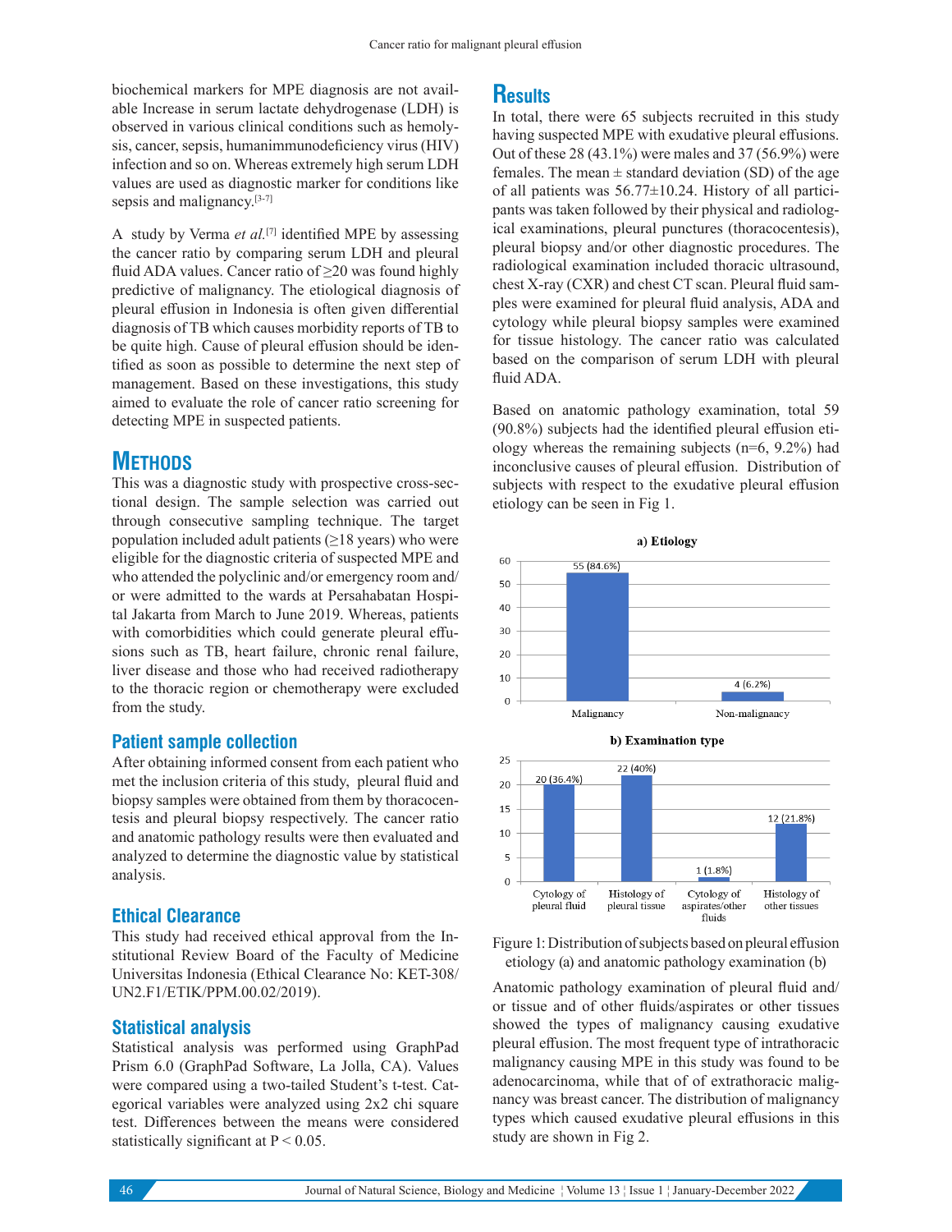biochemical markers for MPE diagnosis are not available Increase in serum lactate dehydrogenase (LDH) is observed in various clinical conditions such as hemolysis, cancer, sepsis, humanimmunodeficiency virus (HIV) infection and so on. Whereas extremely high serum LDH values are used as diagnostic marker for conditions like sepsis and malignancy.[3-7]

A study by Verma *et al.*[7] identified MPE by assessing the cancer ratio by comparing serum LDH and pleural fluid ADA values. Cancer ratio of ≥20 was found highly predictive of malignancy. The etiological diagnosis of pleural effusion in Indonesia is often given differential diagnosis of TB which causes morbidity reports of TB to be quite high. Cause of pleural effusion should be identified as soon as possible to determine the next step of management. Based on these investigations, this study aimed to evaluate the role of cancer ratio screening for detecting MPE in suspected patients.

## Methods

This was a diagnostic study with prospective cross-sectional design. The sample selection was carried out through consecutive sampling technique. The target population included adult patients (≥18 years) who were eligible for the diagnostic criteria of suspected MPE and who attended the polyclinic and/or emergency room and/or were admitted to the wards at Persahabatan Hospital Jakarta from March to June 2019. Whereas, patients with comorbidities which could generate pleural effusions such as TB, heart failure, chronic renal failure, liver disease and those who had received radiotherapy to the thoracic region or chemotherapy were excluded from the study.

### Patient sample collection

After obtaining informed consent from each patient who met the inclusion criteria of this study, pleural fluid and biopsy samples were obtained from them by thoracocentesis and pleural biopsy respectively. The cancer ratio and anatomic pathology results were then evaluated and analyzed to determine the diagnostic value by statistical analysis.

### Ethical Clearance

This study had received ethical approval from the Institutional Review Board of the Faculty of Medicine Universitas Indonesia (Ethical Clearance No: KET-308/UN2.F1/ETIK/PPM.00.02/2019).

### Statistical analysis

Statistical analysis was performed using GraphPad Prism 6.0 (GraphPad Software, La Jolla, CA). Values were compared using a two-tailed Student's t-test. Categorical variables were analyzed using 2x2 chi square test. Differences between the means were considered statistically significant at $P < 0.05$.

## Results

In total, there were 65 subjects recruited in this study having suspected MPE with exudative pleural effusions. Out of these 28 (43.1%) were males and 37 (56.9%) were females. The mean ± standard deviation (SD) of the age of all patients was 56.77±10.24. History of all participants was taken followed by their physical and radiological examinations, pleural punctures (thoracocentesis), pleural biopsy and/or other diagnostic procedures. The radiological examination included thoracic ultrasound, chest X-ray (CXR) and chest CT scan. Pleural fluid samples were examined for pleural fluid analysis, ADA and cytology while pleural biopsy samples were examined for tissue histology. The cancer ratio was calculated based on the comparison of serum LDH with pleural fluid ADA.

Based on anatomic pathology examination, total 59 (90.8%) subjects had the identified pleural effusion etiology whereas the remaining subjects (n=6, 9.2%) had inconclusive causes of pleural effusion. Distribution of subjects with respect to the exudative pleural effusion etiology can be seen in Fig 1.

**a) Etiology**

| Category | n (%) |
|---|---|
| Malignancy | 55 (84.6%) |
| Non-malignancy | 4 (6.2%) |

**b) Examination type**

| Category | n (%) |
|---|---|
| Cytology of pleural fluid | 20 (36.4%) |
| Histology of pleural tissue | 22 (40%) |
| Cytology of aspirates/other fluids | 1 (1.8%) |
| Histology of other tissues | 12 (21.8%) |

Figure 1: Distribution of subjects based on pleural effusion etiology (a) and anatomic pathology examination (b)

Anatomic pathology examination of pleural fluid and/or tissue and of other fluids/aspirates or other tissues showed the types of malignancy causing exudative pleural effusion. The most frequent type of intrathoracic malignancy causing MPE in this study was found to be adenocarcinoma, while that of of extrathoracic malignancy was breast cancer. The distribution of malignancy types which caused exudative pleural effusions in this study are shown in Fig 2.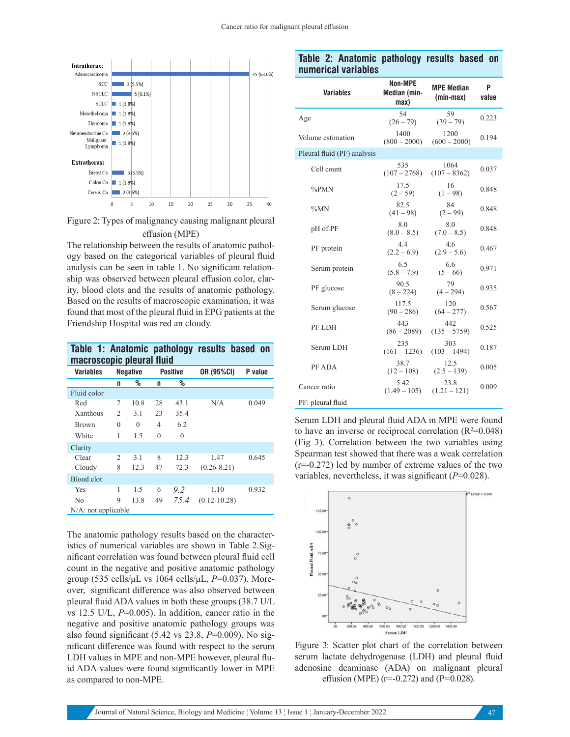Figure 2: Types of malignancy causing malignant pleural effusion (MPE)

The relationship between the results of anatomic pathology based on the categorical variables of pleural fluid analysis can be seen in table 1. No significant relationship was observed between pleural effusion color, clarity, blood clots and the results of anatomic pathology. Based on the results of macroscopic examination, it was found that most of the pleural fluid in EPG patients at the Friendship Hospital was red an cloudy.

**Table 1: Anatomic pathology results based on macroscopic pleural fluid**

| Variables | Negative | | Positive | | OR (95%CI) | P value |
|---|---|---|---|---|---|---|
| | n | % | n | % | | |
| Fluid color | | | | | | |
| Red | 7 | 10.8 | 28 | 43.1 | N/A | 0.049 |
| Xanthous | 2 | 3.1 | 23 | 35.4 | | |
| Brown | 0 | 0 | 4 | 6.2 | | |
| White | 1 | 1.5 | 0 | 0 | | |
| Clarity | | | | | | |
| Clear | 2 | 3.1 | 8 | 12.3 | 1.47 | 0.645 |
| Cloudy | 8 | 12.3 | 47 | 72.3 | (0.26-8.21) | |
| Blood clot | | | | | | |
| Yes | 1 | 1.5 | 6 | 9.2 | 1.10 | 0.932 |
| No | 9 | 13.8 | 49 | 75.4 | (0.12-10.28) | |

N/A: not applicable

The anatomic pathology results based on the characteristics of numerical variables are shown in Table 2. Significant correlation was found between pleural fluid cell count in the negative and positive anatomic pathology group (535 cells/μL vs 1064 cells/μL, *P*=0.037). Moreover, significant difference was also observed between pleural fluid ADA values in both these groups (38.7 U/L vs 12.5 U/L, *P*=0.005). In addition, cancer ratio in the negative and positive anatomic pathology groups was also found significant (5.42 vs 23.8, *P*=0.009). No significant difference was found with respect to the serum LDH values in MPE and non-MPE however, pleural fluid ADA values were found significantly lower in MPE as compared to non-MPE.

**Table 2: Anatomic pathology results based on numerical variables**

| Variables | Non-MPE Median (min-max) | MPE Median (min-max) | P value |
|---|---|---|---|
| Age | 54 (26 – 79) | 59 (39 – 79) | 0.223 |
| Volume estimation | 1400 (800 – 2000) | 1200 (600 – 2000) | 0.194 |
| Pleural fluid (PF) analysis | | | |
| Cell count | 535 (107 – 2768) | 1064 (107 – 8362) | 0.037 |
| %PMN | 17.5 (2 – 59) | 16 (1 – 98) | 0.848 |
| %MN | 82.5 (41 – 98) | 84 (2 – 99) | 0.848 |
| pH of PF | 8.0 (8.0 – 8.5) | 8.0 (7.0 – 8.5) | 0.848 |
| PF protein | 4.4 (2.2 – 6.9) | 4.6 (2.9 – 5.6) | 0.467 |
| Serum protein | 6.5 (5.8 – 7.9) | 6.6 (5 – 66) | 0.971 |
| PF glucose | 90.5 (8 – 224) | 79 (4 – 294) | 0.935 |
| Serum glucose | 117.5 (90 – 286) | 120 (64 – 277) | 0.567 |
| PF LDH | 443 (86 – 2089) | 442 (135 – 5759) | 0.525 |
| Serum LDH | 235 (161 – 1236) | 303 (103 – 1494) | 0.187 |
| PF ADA | 38.7 (12 – 108) | 12.5 (2.5 – 139) | 0.005 |
| Cancer ratio | 5.42 (1.49 – 105) | 23.8 (1.21 – 121) | 0.009 |

PF: pleural fluid

Serum LDH and pleural fluid ADA in MPE were found to have an inverse or reciprocal correlation ($R^2$=0.048) (Fig 3). Correlation between the two variables using Spearman test showed that there was a weak correlation (r=-0.272) led by number of extreme values of the two variables, nevertheless, it was significant (*P*=0.028).

Figure 3: Scatter plot chart of the correlation between serum lactate dehydrogenase (LDH) and pleural fluid adenosine deaminase (ADA) on malignant pleural effusion (MPE) (r=-0.272) and (P=0.028).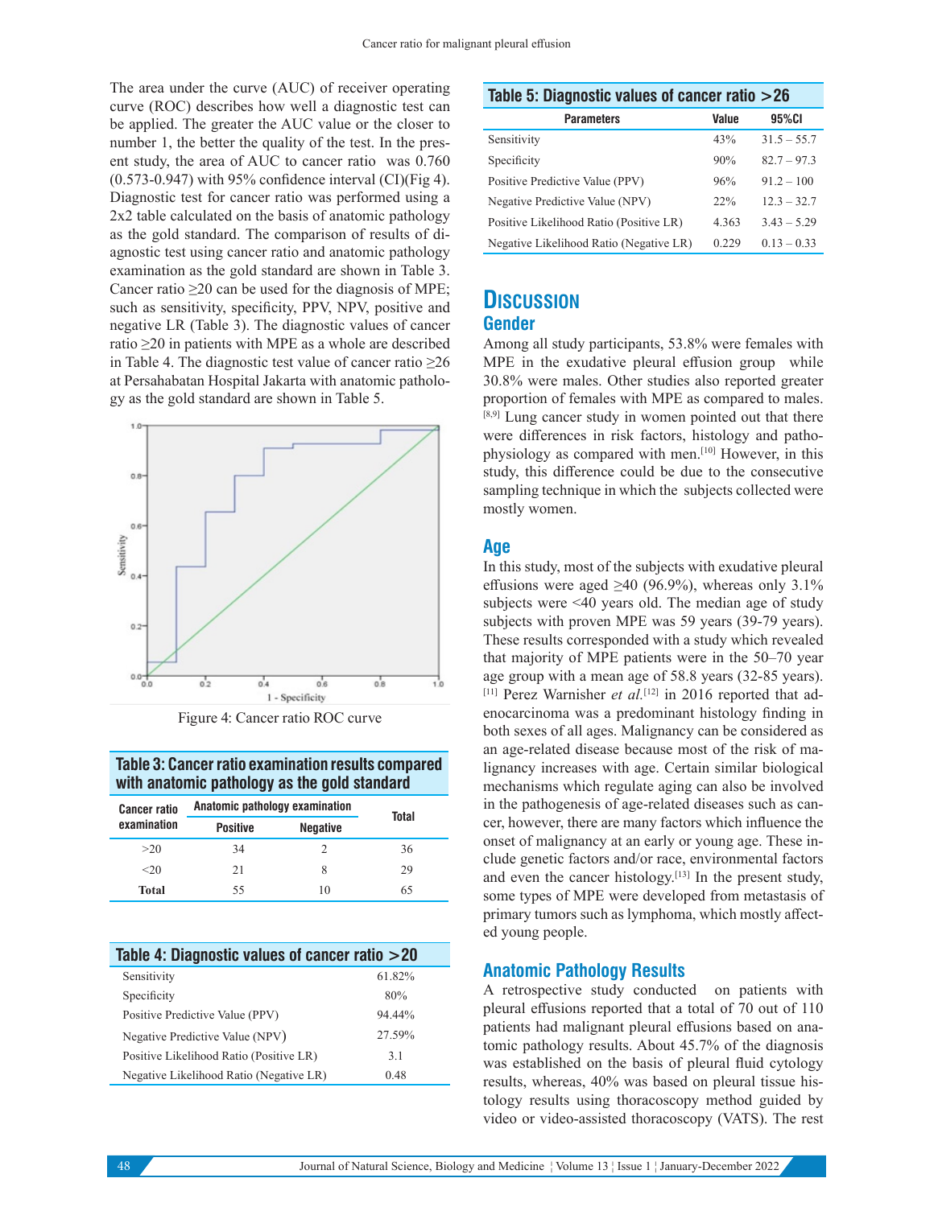The area under the curve (AUC) of receiver operating curve (ROC) describes how well a diagnostic test can be applied. The greater the AUC value or the closer to number 1, the better the quality of the test. In the present study, the area of AUC to cancer ratio was 0.760 (0.573-0.947) with 95% confidence interval (CI)(Fig 4). Diagnostic test for cancer ratio was performed using a 2x2 table calculated on the basis of anatomic pathology as the gold standard. The comparison of results of diagnostic test using cancer ratio and anatomic pathology examination as the gold standard are shown in Table 3. Cancer ratio ≥20 can be used for the diagnosis of MPE; such as sensitivity, specificity, PPV, NPV, positive and negative LR (Table 3). The diagnostic values of cancer ratio ≥20 in patients with MPE as a whole are described in Table 4. The diagnostic test value of cancer ratio ≥26 at Persahabatan Hospital Jakarta with anatomic pathology as the gold standard are shown in Table 5.

Figure 4: Cancer ratio ROC curve

**Table 3: Cancer ratio examination results compared with anatomic pathology as the gold standard**

| Cancer ratio examination | Anatomic pathology examination | | Total |
|---|---|---|---|
| | Positive | Negative | |
| >20 | 34 | 2 | 36 |
| <20 | 21 | 8 | 29 |
| **Total** | 55 | 10 | 65 |

**Table 4: Diagnostic values of cancer ratio >20**

| | |
|---|---|
| Sensitivity | 61.82% |
| Specificity | 80% |
| Positive Predictive Value (PPV) | 94.44% |
| Negative Predictive Value (NPV) | 27.59% |
| Positive Likelihood Ratio (Positive LR) | 3.1 |
| Negative Likelihood Ratio (Negative LR) | 0.48 |

**Table 5: Diagnostic values of cancer ratio >26**

| Parameters | Value | 95%CI |
|---|---|---|
| Sensitivity | 43% | 31.5 – 55.7 |
| Specificity | 90% | 82.7 – 97.3 |
| Positive Predictive Value (PPV) | 96% | 91.2 – 100 |
| Negative Predictive Value (NPV) | 22% | 12.3 – 32.7 |
| Positive Likelihood Ratio (Positive LR) | 4.363 | 3.43 – 5.29 |
| Negative Likelihood Ratio (Negative LR) | 0.229 | 0.13 – 0.33 |

# Discussion

## Gender

Among all study participants, 53.8% were females with MPE in the exudative pleural effusion group while 30.8% were males. Other studies also reported greater proportion of females with MPE as compared to males.[8,9] Lung cancer study in women pointed out that there were differences in risk factors, histology and pathophysiology as compared with men.[10] However, in this study, this difference could be due to the consecutive sampling technique in which the subjects collected were mostly women.

## Age

In this study, most of the subjects with exudative pleural effusions were aged ≥40 (96.9%), whereas only 3.1% subjects were <40 years old. The median age of study subjects with proven MPE was 59 years (39-79 years). These results corresponded with a study which revealed that majority of MPE patients were in the 50–70 year age group with a mean age of 58.8 years (32-85 years).[11] Perez Warnisher *et al.*[12] in 2016 reported that adenocarcinoma was a predominant histology finding in both sexes of all ages. Malignancy can be considered as an age-related disease because most of the risk of malignancy increases with age. Certain similar biological mechanisms which regulate aging can also be involved in the pathogenesis of age-related diseases such as cancer, however, there are many factors which influence the onset of malignancy at an early or young age. These include genetic factors and/or race, environmental factors and even the cancer histology.[13] In the present study, some types of MPE were developed from metastasis of primary tumors such as lymphoma, which mostly affected young people.

## Anatomic Pathology Results

A retrospective study conducted on patients with pleural effusions reported that a total of 70 out of 110 patients had malignant pleural effusions based on anatomic pathology results. About 45.7% of the diagnosis was established on the basis of pleural fluid cytology results, whereas, 40% was based on pleural tissue histology results using thoracoscopy method guided by video or video-assisted thoracoscopy (VATS). The rest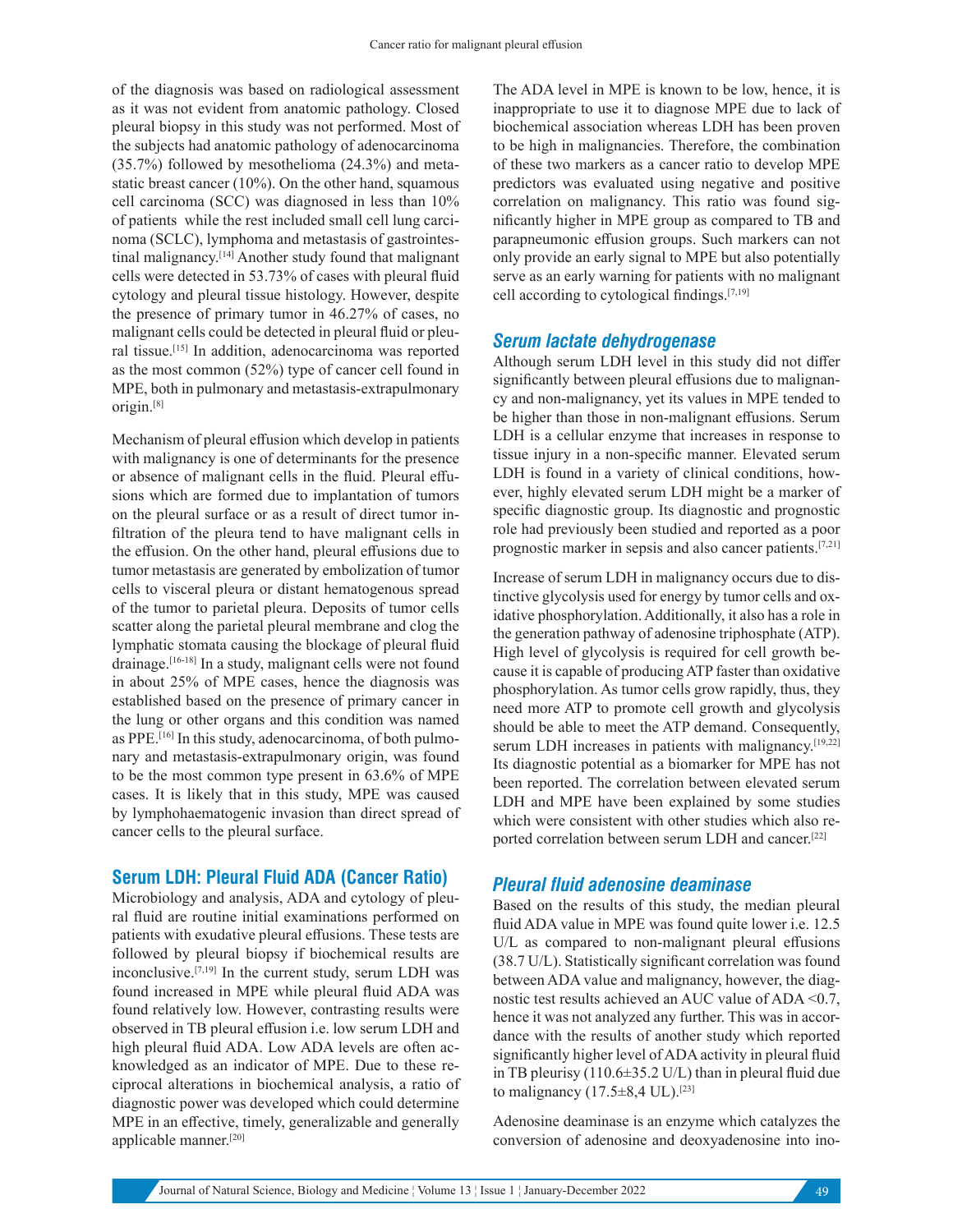of the diagnosis was based on radiological assessment as it was not evident from anatomic pathology. Closed pleural biopsy in this study was not performed. Most of the subjects had anatomic pathology of adenocarcinoma (35.7%) followed by mesothelioma (24.3%) and metastatic breast cancer (10%). On the other hand, squamous cell carcinoma (SCC) was diagnosed in less than 10% of patients while the rest included small cell lung carcinoma (SCLC), lymphoma and metastasis of gastrointestinal malignancy.[14] Another study found that malignant cells were detected in 53.73% of cases with pleural fluid cytology and pleural tissue histology. However, despite the presence of primary tumor in 46.27% of cases, no malignant cells could be detected in pleural fluid or pleural tissue.[15] In addition, adenocarcinoma was reported as the most common (52%) type of cancer cell found in MPE, both in pulmonary and metastasis-extrapulmonary origin.[8]

Mechanism of pleural effusion which develop in patients with malignancy is one of determinants for the presence or absence of malignant cells in the fluid. Pleural effusions which are formed due to implantation of tumors on the pleural surface or as a result of direct tumor infiltration of the pleura tend to have malignant cells in the effusion. On the other hand, pleural effusions due to tumor metastasis are generated by embolization of tumor cells to visceral pleura or distant hematogenous spread of the tumor to parietal pleura. Deposits of tumor cells scatter along the parietal pleural membrane and clog the lymphatic stomata causing the blockage of pleural fluid drainage.[16-18] In a study, malignant cells were not found in about 25% of MPE cases, hence the diagnosis was established based on the presence of primary cancer in the lung or other organs and this condition was named as PPE.[16] In this study, adenocarcinoma, of both pulmonary and metastasis-extrapulmonary origin, was found to be the most common type present in 63.6% of MPE cases. It is likely that in this study, MPE was caused by lymphohaematogenic invasion than direct spread of cancer cells to the pleural surface.

## Serum LDH: Pleural Fluid ADA (Cancer Ratio)

Microbiology and analysis, ADA and cytology of pleural fluid are routine initial examinations performed on patients with exudative pleural effusions. These tests are followed by pleural biopsy if biochemical results are inconclusive.[7,19] In the current study, serum LDH was found increased in MPE while pleural fluid ADA was found relatively low. However, contrasting results were observed in TB pleural effusion i.e. low serum LDH and high pleural fluid ADA. Low ADA levels are often acknowledged as an indicator of MPE. Due to these reciprocal alterations in biochemical analysis, a ratio of diagnostic power was developed which could determine MPE in an effective, timely, generalizable and generally applicable manner.[20]

The ADA level in MPE is known to be low, hence, it is inappropriate to use it to diagnose MPE due to lack of biochemical association whereas LDH has been proven to be high in malignancies. Therefore, the combination of these two markers as a cancer ratio to develop MPE predictors was evaluated using negative and positive correlation on malignancy. This ratio was found significantly higher in MPE group as compared to TB and parapneumonic effusion groups. Such markers can not only provide an early signal to MPE but also potentially serve as an early warning for patients with no malignant cell according to cytological findings.[7,19]

### *Serum lactate dehydrogenase*

Although serum LDH level in this study did not differ significantly between pleural effusions due to malignancy and non-malignancy, yet its values in MPE tended to be higher than those in non-malignant effusions. Serum LDH is a cellular enzyme that increases in response to tissue injury in a non-specific manner. Elevated serum LDH is found in a variety of clinical conditions, however, highly elevated serum LDH might be a marker of specific diagnostic group. Its diagnostic and prognostic role had previously been studied and reported as a poor prognostic marker in sepsis and also cancer patients.[7,21]

Increase of serum LDH in malignancy occurs due to distinctive glycolysis used for energy by tumor cells and oxidative phosphorylation. Additionally, it also has a role in the generation pathway of adenosine triphosphate (ATP). High level of glycolysis is required for cell growth because it is capable of producing ATP faster than oxidative phosphorylation. As tumor cells grow rapidly, thus, they need more ATP to promote cell growth and glycolysis should be able to meet the ATP demand. Consequently, serum LDH increases in patients with malignancy.[19,22] Its diagnostic potential as a biomarker for MPE has not been reported. The correlation between elevated serum LDH and MPE have been explained by some studies which were consistent with other studies which also reported correlation between serum LDH and cancer.[22]

### *Pleural fluid adenosine deaminase*

Based on the results of this study, the median pleural fluid ADA value in MPE was found quite lower i.e. 12.5 U/L as compared to non-malignant pleural effusions (38.7 U/L). Statistically significant correlation was found between ADA value and malignancy, however, the diagnostic test results achieved an AUC value of ADA <0.7, hence it was not analyzed any further. This was in accordance with the results of another study which reported significantly higher level of ADA activity in pleural fluid in TB pleurisy (110.6±35.2 U/L) than in pleural fluid due to malignancy (17.5±8,4 UL).[23]

Adenosine deaminase is an enzyme which catalyzes the conversion of adenosine and deoxyadenosine into ino-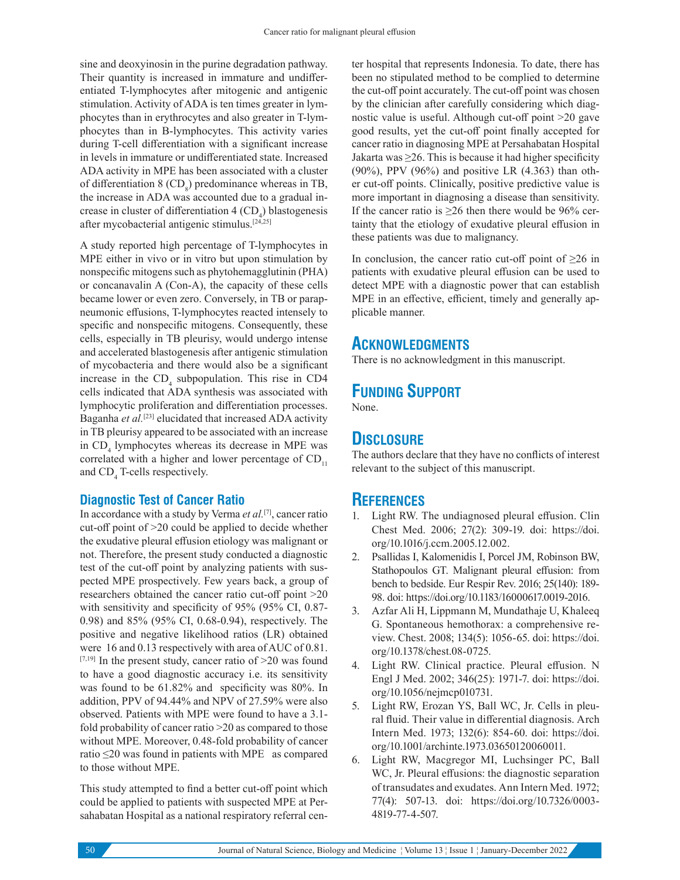sine and deoxyinosin in the purine degradation pathway. Their quantity is increased in immature and undifferentiated T-lymphocytes after mitogenic and antigenic stimulation. Activity of ADA is ten times greater in lymphocytes than in erythrocytes and also greater in T-lymphocytes than in B-lymphocytes. This activity varies during T-cell differentiation with a significant increase in levels in immature or undifferentiated state. Increased ADA activity in MPE has been associated with a cluster of differentiation 8 ($CD_8$) predominance whereas in TB, the increase in ADA was accounted due to a gradual increase in cluster of differentiation 4 ($CD_4$) blastogenesis after mycobacterial antigenic stimulus.[24,25]

A study reported high percentage of T-lymphocytes in MPE either in vivo or in vitro but upon stimulation by nonspecific mitogens such as phytohemagglutinin (PHA) or concanavalin A (Con-A), the capacity of these cells became lower or even zero. Conversely, in TB or parapneumonic effusions, T-lymphocytes reacted intensely to specific and nonspecific mitogens. Consequently, these cells, especially in TB pleurisy, would undergo intense and accelerated blastogenesis after antigenic stimulation of mycobacteria and there would also be a significant increase in the $CD_4$ subpopulation. This rise in CD4 cells indicated that ADA synthesis was associated with lymphocytic proliferation and differentiation processes. Baganha *et al.*[23] elucidated that increased ADA activity in TB pleurisy appeared to be associated with an increase in $CD_4$ lymphocytes whereas its decrease in MPE was correlated with a higher and lower percentage of $CD_{11}$ and $CD_4$ T-cells respectively.

## Diagnostic Test of Cancer Ratio

In accordance with a study by Verma *et al.*[7], cancer ratio cut-off point of >20 could be applied to decide whether the exudative pleural effusion etiology was malignant or not. Therefore, the present study conducted a diagnostic test of the cut-off point by analyzing patients with suspected MPE prospectively. Few years back, a group of researchers obtained the cancer ratio cut-off point >20 with sensitivity and specificity of 95% (95% CI, 0.87-0.98) and 85% (95% CI, 0.68-0.94), respectively. The positive and negative likelihood ratios (LR) obtained were 16 and 0.13 respectively with area of AUC of 0.81.[7,19] In the present study, cancer ratio of >20 was found to have a good diagnostic accuracy i.e. its sensitivity was found to be 61.82% and specificity was 80%. In addition, PPV of 94.44% and NPV of 27.59% were also observed. Patients with MPE were found to have a 3.1-fold probability of cancer ratio >20 as compared to those without MPE. Moreover, 0.48-fold probability of cancer ratio ≤20 was found in patients with MPE as compared to those without MPE.

This study attempted to find a better cut-off point which could be applied to patients with suspected MPE at Persahabatan Hospital as a national respiratory referral center hospital that represents Indonesia. To date, there has been no stipulated method to be complied to determine the cut-off point accurately. The cut-off point was chosen by the clinician after carefully considering which diagnostic value is useful. Although cut-off point >20 gave good results, yet the cut-off point finally accepted for cancer ratio in diagnosing MPE at Persahabatan Hospital Jakarta was ≥26. This is because it had higher specificity (90%), PPV (96%) and positive LR (4.363) than other cut-off points. Clinically, positive predictive value is more important in diagnosing a disease than sensitivity. If the cancer ratio is ≥26 then there would be 96% certainty that the etiology of exudative pleural effusion in these patients was due to malignancy.

In conclusion, the cancer ratio cut-off point of ≥26 in patients with exudative pleural effusion can be used to detect MPE with a diagnostic power that can establish MPE in an effective, efficient, timely and generally applicable manner.

## Acknowledgments

There is no acknowledgment in this manuscript.

## Funding Support

None.

## Disclosure

The authors declare that they have no conflicts of interest relevant to the subject of this manuscript.

## References

1. Light RW. The undiagnosed pleural effusion. Clin Chest Med. 2006; 27(2): 309-19. doi: https://doi.org/10.1016/j.ccm.2005.12.002.
2. Psallidas I, Kalomenidis I, Porcel JM, Robinson BW, Stathopoulos GT. Malignant pleural effusion: from bench to bedside. Eur Respir Rev. 2016; 25(140): 189-98. doi: https://doi.org/10.1183/16000617.0019-2016.
3. Azfar Ali H, Lippmann M, Mundathaje U, Khaleeq G. Spontaneous hemothorax: a comprehensive review. Chest. 2008; 134(5): 1056-65. doi: https://doi.org/10.1378/chest.08-0725.
4. Light RW. Clinical practice. Pleural effusion. N Engl J Med. 2002; 346(25): 1971-7. doi: https://doi.org/10.1056/nejmcp010731.
5. Light RW, Erozan YS, Ball WC, Jr. Cells in pleural fluid. Their value in differential diagnosis. Arch Intern Med. 1973; 132(6): 854-60. doi: https://doi.org/10.1001/archinte.1973.03650120060011.
6. Light RW, Macgregor MI, Luchsinger PC, Ball WC, Jr. Pleural effusions: the diagnostic separation of transudates and exudates. Ann Intern Med. 1972; 77(4): 507-13. doi: https://doi.org/10.7326/0003-4819-77-4-507.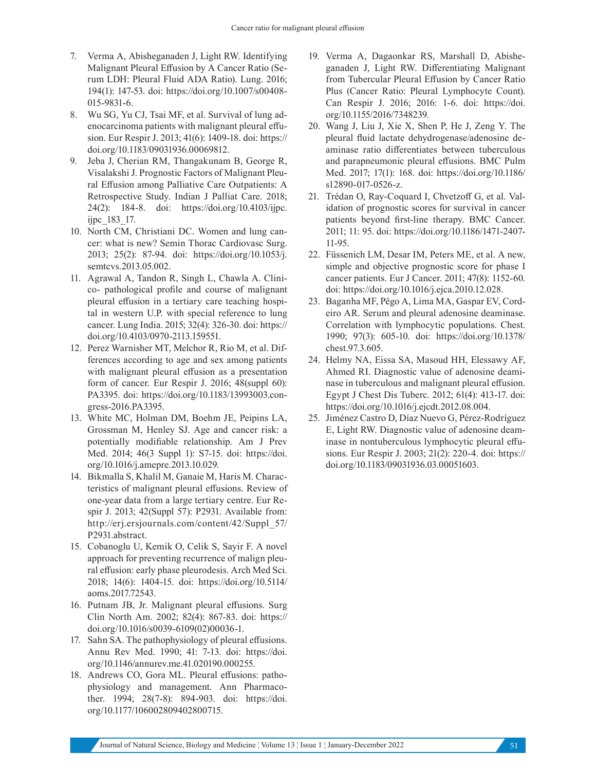7. Verma A, Abisheganaden J, Light RW. Identifying Malignant Pleural Effusion by A Cancer Ratio (Serum LDH: Pleural Fluid ADA Ratio). Lung. 2016; 194(1): 147-53. doi: https://doi.org/10.1007/s00408-015-9831-6.
8. Wu SG, Yu CJ, Tsai MF, et al. Survival of lung adenocarcinoma patients with malignant pleural effusion. Eur Respir J. 2013; 41(6): 1409-18. doi: https://doi.org/10.1183/09031936.00069812.
9. Jeba J, Cherian RM, Thangakunam B, George R, Visalakshi J. Prognostic Factors of Malignant Pleural Effusion among Palliative Care Outpatients: A Retrospective Study. Indian J Palliat Care. 2018; 24(2): 184-8. doi: https://doi.org/10.4103/ijpc.ijpc_183_17.
10. North CM, Christiani DC. Women and lung cancer: what is new? Semin Thorac Cardiovasc Surg. 2013; 25(2): 87-94. doi: https://doi.org/10.1053/j.semtcvs.2013.05.002.
11. Agrawal A, Tandon R, Singh L, Chawla A. Clinico- pathological profile and course of malignant pleural effusion in a tertiary care teaching hospital in western U.P. with special reference to lung cancer. Lung India. 2015; 32(4): 326-30. doi: https://doi.org/10.4103/0970-2113.159551.
12. Perez Warnisher MT, Melchor R, Rio M, et al. Differences according to age and sex among patients with malignant pleural effusion as a presentation form of cancer. Eur Respir J. 2016; 48(suppl 60): PA3395. doi: https://doi.org/10.1183/13993003.congress-2016.PA3395.
13. White MC, Holman DM, Boehm JE, Peipins LA, Grossman M, Henley SJ. Age and cancer risk: a potentially modifiable relationship. Am J Prev Med. 2014; 46(3 Suppl 1): S7-15. doi: https://doi.org/10.1016/j.amepre.2013.10.029.
14. Bikmalla S, Khalil M, Ganaie M, Haris M. Characteristics of malignant pleural effusions. Review of one-year data from a large tertiary centre. Eur Respir J. 2013; 42(Suppl 57): P2931. Available from: http://erj.ersjournals.com/content/42/Suppl_57/P2931.abstract.
15. Cobanoglu U, Kemik O, Celik S, Sayir F. A novel approach for preventing recurrence of malign pleural effusion: early phase pleurodesis. Arch Med Sci. 2018; 14(6): 1404-15. doi: https://doi.org/10.5114/aoms.2017.72543.
16. Putnam JB, Jr. Malignant pleural effusions. Surg Clin North Am. 2002; 82(4): 867-83. doi: https://doi.org/10.1016/s0039-6109(02)00036-1.
17. Sahn SA. The pathophysiology of pleural effusions. Annu Rev Med. 1990; 41: 7-13. doi: https://doi.org/10.1146/annurev.me.41.020190.000255.
18. Andrews CO, Gora ML. Pleural effusions: pathophysiology and management. Ann Pharmacother. 1994; 28(7-8): 894-903. doi: https://doi.org/10.1177/106002809402800715.
19. Verma A, Dagaonkar RS, Marshall D, Abisheganaden J, Light RW. Differentiating Malignant from Tubercular Pleural Effusion by Cancer Ratio Plus (Cancer Ratio: Pleural Lymphocyte Count). Can Respir J. 2016; 2016: 1-6. doi: https://doi.org/10.1155/2016/7348239.
20. Wang J, Liu J, Xie X, Shen P, He J, Zeng Y. The pleural fluid lactate dehydrogenase/adenosine deaminase ratio differentiates between tuberculous and parapneumonic pleural effusions. BMC Pulm Med. 2017; 17(1): 168. doi: https://doi.org/10.1186/s12890-017-0526-z.
21. Trédan O, Ray-Coquard I, Chvetzoff G, et al. Validation of prognostic scores for survival in cancer patients beyond first-line therapy. BMC Cancer. 2011; 11: 95. doi: https://doi.org/10.1186/1471-2407-11-95.
22. Füssenich LM, Desar IM, Peters ME, et al. A new, simple and objective prognostic score for phase I cancer patients. Eur J Cancer. 2011; 47(8): 1152-60. doi: https://doi.org/10.1016/j.ejca.2010.12.028.
23. Baganha MF, Pêgo A, Lima MA, Gaspar EV, Cordeiro AR. Serum and pleural adenosine deaminase. Correlation with lymphocytic populations. Chest. 1990; 97(3): 605-10. doi: https://doi.org/10.1378/chest.97.3.605.
24. Helmy NA, Eissa SA, Masoud HH, Elessawy AF, Ahmed RI. Diagnostic value of adenosine deaminase in tuberculous and malignant pleural effusion. Egypt J Chest Dis Tuberc. 2012; 61(4): 413-17. doi: https://doi.org/10.1016/j.ejcdt.2012.08.004.
25. Jiménez Castro D, Díaz Nuevo G, Pérez-Rodríguez E, Light RW. Diagnostic value of adenosine deaminase in nontuberculous lymphocytic pleural effusions. Eur Respir J. 2003; 21(2): 220-4. doi: https://doi.org/10.1183/09031936.03.00051603.